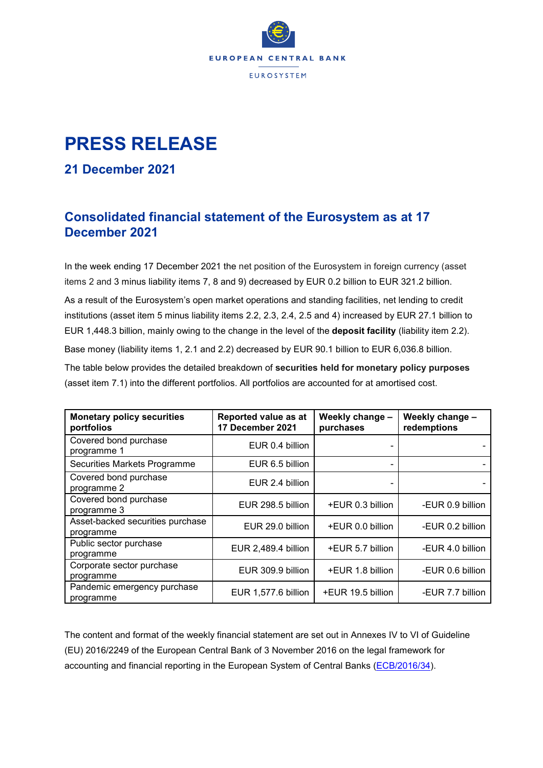EUROPEAN CENTRAL BANK

EUROSYSTEM

# PRESS RELEASE

## 21 December 2021

## Consolidated financial statement of the Eurosystem as at 17 December 2021

In the week ending 17 December 2021 the net position of the Eurosystem in foreign currency (asset items 2 and 3 minus liability items 7, 8 and 9) decreased by EUR 0.2 billion to EUR 321.2 billion.

As a result of the Eurosystem's open market operations and standing facilities, net lending to credit institutions (asset item 5 minus liability items 2.2, 2.3, 2.4, 2.5 and 4) increased by EUR 27.1 billion to EUR 1,448.3 billion, mainly owing to the change in the level of the **deposit facility** (liability item 2.2).

Base money (liability items 1, 2.1 and 2.2) decreased by EUR 90.1 billion to EUR 6,036.8 billion.

The table below provides the detailed breakdown of **securities held for monetary policy purposes** (asset item 7.1) into the different portfolios. All portfolios are accounted for at amortised cost.

| Monetary policy securities portfolios | Reported value as at 17 December 2021 | Weekly change – purchases | Weekly change – redemptions |
|---|---|---|---|
| Covered bond purchase programme 1 | EUR 0.4 billion | - | - |
| Securities Markets Programme | EUR 6.5 billion | - | - |
| Covered bond purchase programme 2 | EUR 2.4 billion | - | - |
| Covered bond purchase programme 3 | EUR 298.5 billion | +EUR 0.3 billion | -EUR 0.9 billion |
| Asset-backed securities purchase programme | EUR 29.0 billion | +EUR 0.0 billion | -EUR 0.2 billion |
| Public sector purchase programme | EUR 2,489.4 billion | +EUR 5.7 billion | -EUR 4.0 billion |
| Corporate sector purchase programme | EUR 309.9 billion | +EUR 1.8 billion | -EUR 0.6 billion |
| Pandemic emergency purchase programme | EUR 1,577.6 billion | +EUR 19.5 billion | -EUR 7.7 billion |

The content and format of the weekly financial statement are set out in Annexes IV to VI of Guideline (EU) 2016/2249 of the European Central Bank of 3 November 2016 on the legal framework for accounting and financial reporting in the European System of Central Banks (ECB/2016/34).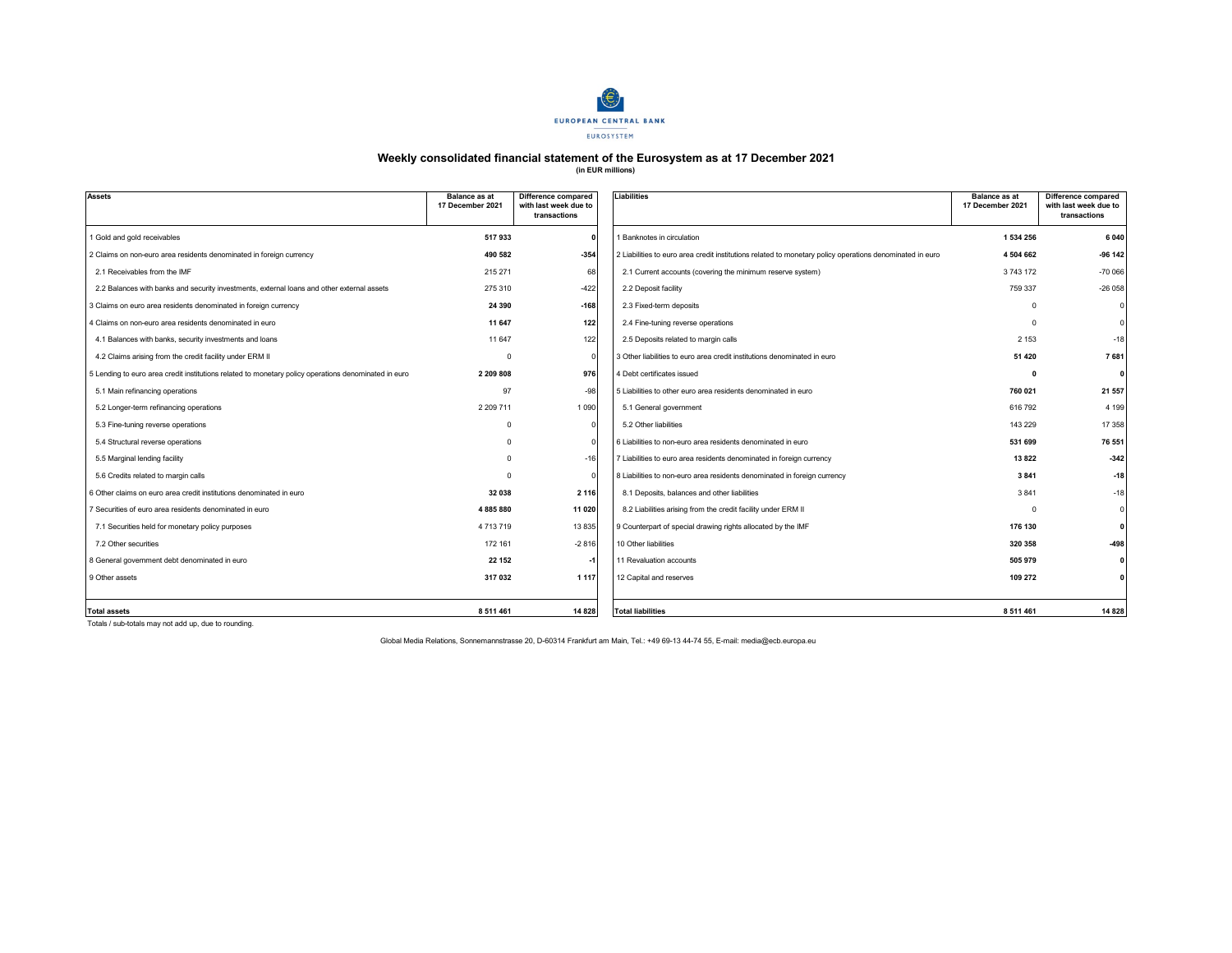EUROPEAN CENTRAL BANK

EUROSYSTEM

# Weekly consolidated financial statement of the Eurosystem as at 17 December 2021

(in EUR millions)

| Assets | Balance as at 17 December 2021 | Difference compared with last week due to transactions |
|---|---|---|
| **1 Gold and gold receivables** | **517 933** | **0** |
| **2 Claims on non-euro area residents denominated in foreign currency** | **490 582** | **-354** |
| 2.1 Receivables from the IMF | 215 271 | 68 |
| 2.2 Balances with banks and security investments, external loans and other external assets | 275 310 | -422 |
| **3 Claims on euro area residents denominated in foreign currency** | **24 390** | **-168** |
| **4 Claims on non-euro area residents denominated in euro** | **11 647** | **122** |
| 4.1 Balances with banks, security investments and loans | 11 647 | 122 |
| 4.2 Claims arising from the credit facility under ERM II | 0 | 0 |
| **5 Lending to euro area credit institutions related to monetary policy operations denominated in euro** | **2 209 808** | **976** |
| 5.1 Main refinancing operations | 97 | -98 |
| 5.2 Longer-term refinancing operations | 2 209 711 | 1 090 |
| 5.3 Fine-tuning reverse operations | 0 | 0 |
| 5.4 Structural reverse operations | 0 | 0 |
| 5.5 Marginal lending facility | 0 | -16 |
| 5.6 Credits related to margin calls | 0 | 0 |
| **6 Other claims on euro area credit institutions denominated in euro** | **32 038** | **2 116** |
| **7 Securities of euro area residents denominated in euro** | **4 885 880** | **11 020** |
| 7.1 Securities held for monetary policy purposes | 4 713 719 | 13 835 |
| 7.2 Other securities | 172 161 | -2 816 |
| **8 General government debt denominated in euro** | **22 152** | **-1** |
| **9 Other assets** | **317 032** | **1 117** |
| **Total assets** | **8 511 461** | **14 828** |

| Liabilities | Balance as at 17 December 2021 | Difference compared with last week due to transactions |
|---|---|---|
| **1 Banknotes in circulation** | **1 534 256** | **6 040** |
| **2 Liabilities to euro area credit institutions related to monetary policy operations denominated in euro** | **4 504 662** | **-96 142** |
| 2.1 Current accounts (covering the minimum reserve system) | 3 743 172 | -70 066 |
| 2.2 Deposit facility | 759 337 | -26 058 |
| 2.3 Fixed-term deposits | 0 | 0 |
| 2.4 Fine-tuning reverse operations | 0 | 0 |
| 2.5 Deposits related to margin calls | 2 153 | -18 |
| **3 Other liabilities to euro area credit institutions denominated in euro** | **51 420** | **7 681** |
| **4 Debt certificates issued** | **0** | **0** |
| **5 Liabilities to other euro area residents denominated in euro** | **760 021** | **21 557** |
| 5.1 General government | 616 792 | 4 199 |
| 5.2 Other liabilities | 143 229 | 17 358 |
| **6 Liabilities to non-euro area residents denominated in euro** | **531 699** | **76 551** |
| **7 Liabilities to euro area residents denominated in foreign currency** | **13 822** | **-342** |
| **8 Liabilities to non-euro area residents denominated in foreign currency** | **3 841** | **-18** |
| 8.1 Deposits, balances and other liabilities | 3 841 | -18 |
| 8.2 Liabilities arising from the credit facility under ERM II | 0 | 0 |
| **9 Counterpart of special drawing rights allocated by the IMF** | **176 130** | **0** |
| **10 Other liabilities** | **320 358** | **-498** |
| **11 Revaluation accounts** | **505 979** | **0** |
| **12 Capital and reserves** | **109 272** | **0** |
| **Total liabilities** | **8 511 461** | **14 828** |

Totals / sub-totals may not add up, due to rounding.

Global Media Relations, Sonnemannstrasse 20, D-60314 Frankfurt am Main, Tel.: +49 69-13 44-74 55, E-mail: media@ecb.europa.eu